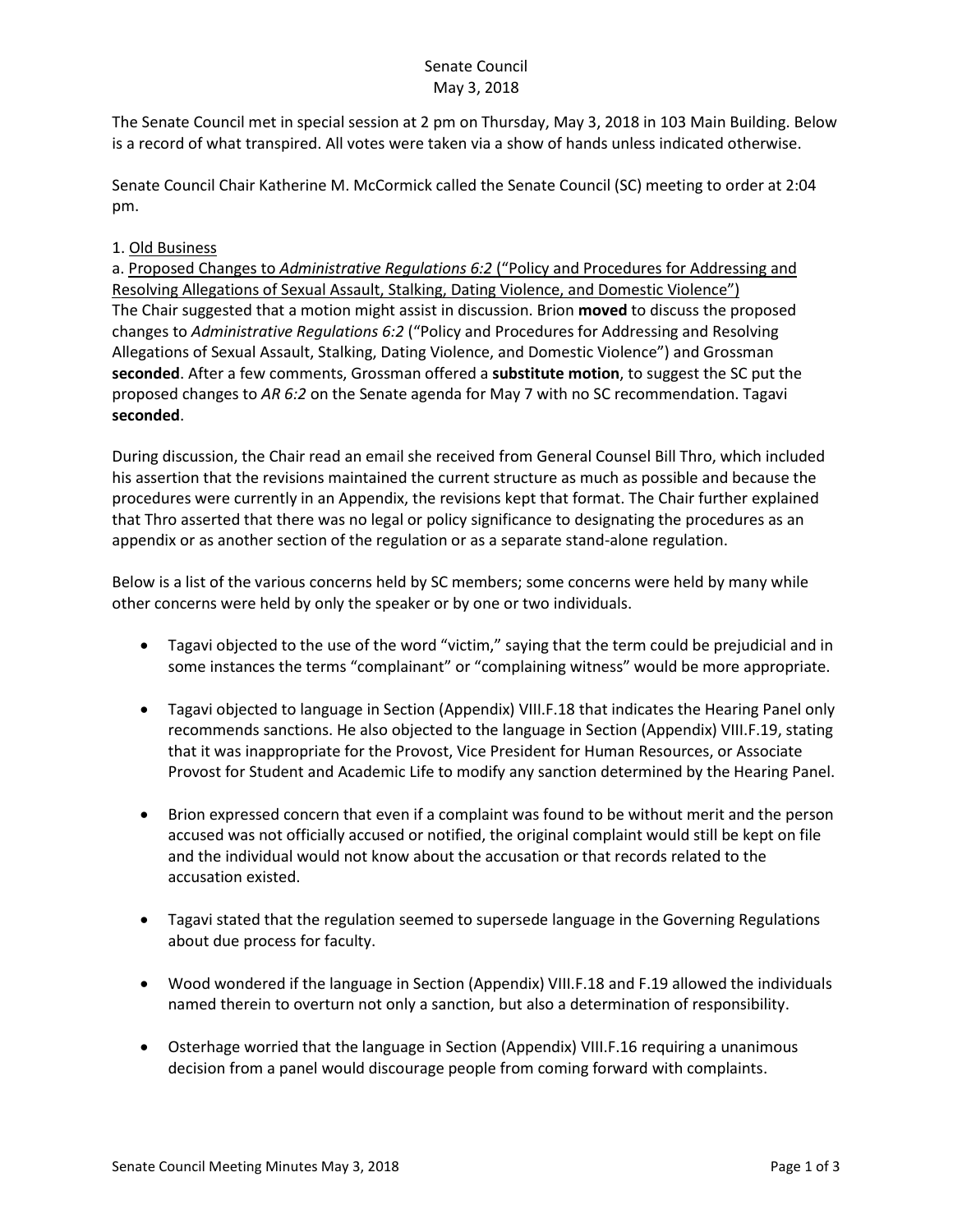Senate Council
May 3, 2018

The Senate Council met in special session at 2 pm on Thursday, May 3, 2018 in 103 Main Building. Below is a record of what transpired. All votes were taken via a show of hands unless indicated otherwise.

Senate Council Chair Katherine M. McCormick called the Senate Council (SC) meeting to order at 2:04 pm.

1. Old Business

a. Proposed Changes to *Administrative Regulations 6:2* ("Policy and Procedures for Addressing and Resolving Allegations of Sexual Assault, Stalking, Dating Violence, and Domestic Violence")

The Chair suggested that a motion might assist in discussion. Brion **moved** to discuss the proposed changes to *Administrative Regulations 6:2* ("Policy and Procedures for Addressing and Resolving Allegations of Sexual Assault, Stalking, Dating Violence, and Domestic Violence") and Grossman **seconded**. After a few comments, Grossman offered a **substitute motion**, to suggest the SC put the proposed changes to *AR 6:2* on the Senate agenda for May 7 with no SC recommendation. Tagavi **seconded**.

During discussion, the Chair read an email she received from General Counsel Bill Thro, which included his assertion that the revisions maintained the current structure as much as possible and because the procedures were currently in an Appendix, the revisions kept that format. The Chair further explained that Thro asserted that there was no legal or policy significance to designating the procedures as an appendix or as another section of the regulation or as a separate stand-alone regulation.

Below is a list of the various concerns held by SC members; some concerns were held by many while other concerns were held by only the speaker or by one or two individuals.

- Tagavi objected to the use of the word "victim," saying that the term could be prejudicial and in some instances the terms "complainant" or "complaining witness" would be more appropriate.

- Tagavi objected to language in Section (Appendix) VIII.F.18 that indicates the Hearing Panel only recommends sanctions. He also objected to the language in Section (Appendix) VIII.F.19, stating that it was inappropriate for the Provost, Vice President for Human Resources, or Associate Provost for Student and Academic Life to modify any sanction determined by the Hearing Panel.

- Brion expressed concern that even if a complaint was found to be without merit and the person accused was not officially accused or notified, the original complaint would still be kept on file and the individual would not know about the accusation or that records related to the accusation existed.

- Tagavi stated that the regulation seemed to supersede language in the Governing Regulations about due process for faculty.

- Wood wondered if the language in Section (Appendix) VIII.F.18 and F.19 allowed the individuals named therein to overturn not only a sanction, but also a determination of responsibility.

- Osterhage worried that the language in Section (Appendix) VIII.F.16 requiring a unanimous decision from a panel would discourage people from coming forward with complaints.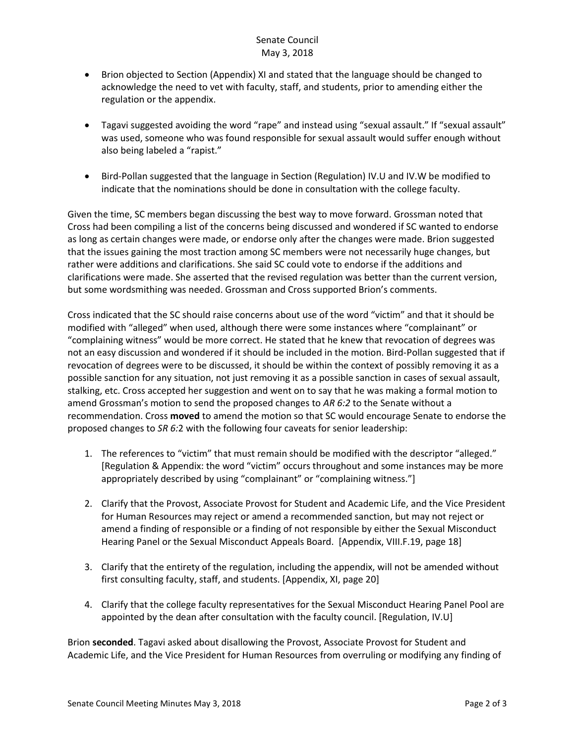- Brion objected to Section (Appendix) XI and stated that the language should be changed to acknowledge the need to vet with faculty, staff, and students, prior to amending either the regulation or the appendix.

- Tagavi suggested avoiding the word "rape" and instead using "sexual assault." If "sexual assault" was used, someone who was found responsible for sexual assault would suffer enough without also being labeled a "rapist."

- Bird-Pollan suggested that the language in Section (Regulation) IV.U and IV.W be modified to indicate that the nominations should be done in consultation with the college faculty.

Given the time, SC members began discussing the best way to move forward. Grossman noted that Cross had been compiling a list of the concerns being discussed and wondered if SC wanted to endorse as long as certain changes were made, or endorse only after the changes were made. Brion suggested that the issues gaining the most traction among SC members were not necessarily huge changes, but rather were additions and clarifications. She said SC could vote to endorse if the additions and clarifications were made. She asserted that the revised regulation was better than the current version, but some wordsmithing was needed. Grossman and Cross supported Brion's comments.

Cross indicated that the SC should raise concerns about use of the word "victim" and that it should be modified with "alleged" when used, although there were some instances where "complainant" or "complaining witness" would be more correct. He stated that he knew that revocation of degrees was not an easy discussion and wondered if it should be included in the motion. Bird-Pollan suggested that if revocation of degrees were to be discussed, it should be within the context of possibly removing it as a possible sanction for any situation, not just removing it as a possible sanction in cases of sexual assault, stalking, etc. Cross accepted her suggestion and went on to say that he was making a formal motion to amend Grossman's motion to send the proposed changes to *AR 6:2* to the Senate without a recommendation. Cross **moved** to amend the motion so that SC would encourage Senate to endorse the proposed changes to *SR 6:*2 with the following four caveats for senior leadership:

1. The references to "victim" that must remain should be modified with the descriptor "alleged." [Regulation & Appendix: the word "victim" occurs throughout and some instances may be more appropriately described by using "complainant" or "complaining witness."]

2. Clarify that the Provost, Associate Provost for Student and Academic Life, and the Vice President for Human Resources may reject or amend a recommended sanction, but may not reject or amend a finding of responsible or a finding of not responsible by either the Sexual Misconduct Hearing Panel or the Sexual Misconduct Appeals Board. [Appendix, VIII.F.19, page 18]

3. Clarify that the entirety of the regulation, including the appendix, will not be amended without first consulting faculty, staff, and students. [Appendix, XI, page 20]

4. Clarify that the college faculty representatives for the Sexual Misconduct Hearing Panel Pool are appointed by the dean after consultation with the faculty council. [Regulation, IV.U]

Brion **seconded**. Tagavi asked about disallowing the Provost, Associate Provost for Student and Academic Life, and the Vice President for Human Resources from overruling or modifying any finding of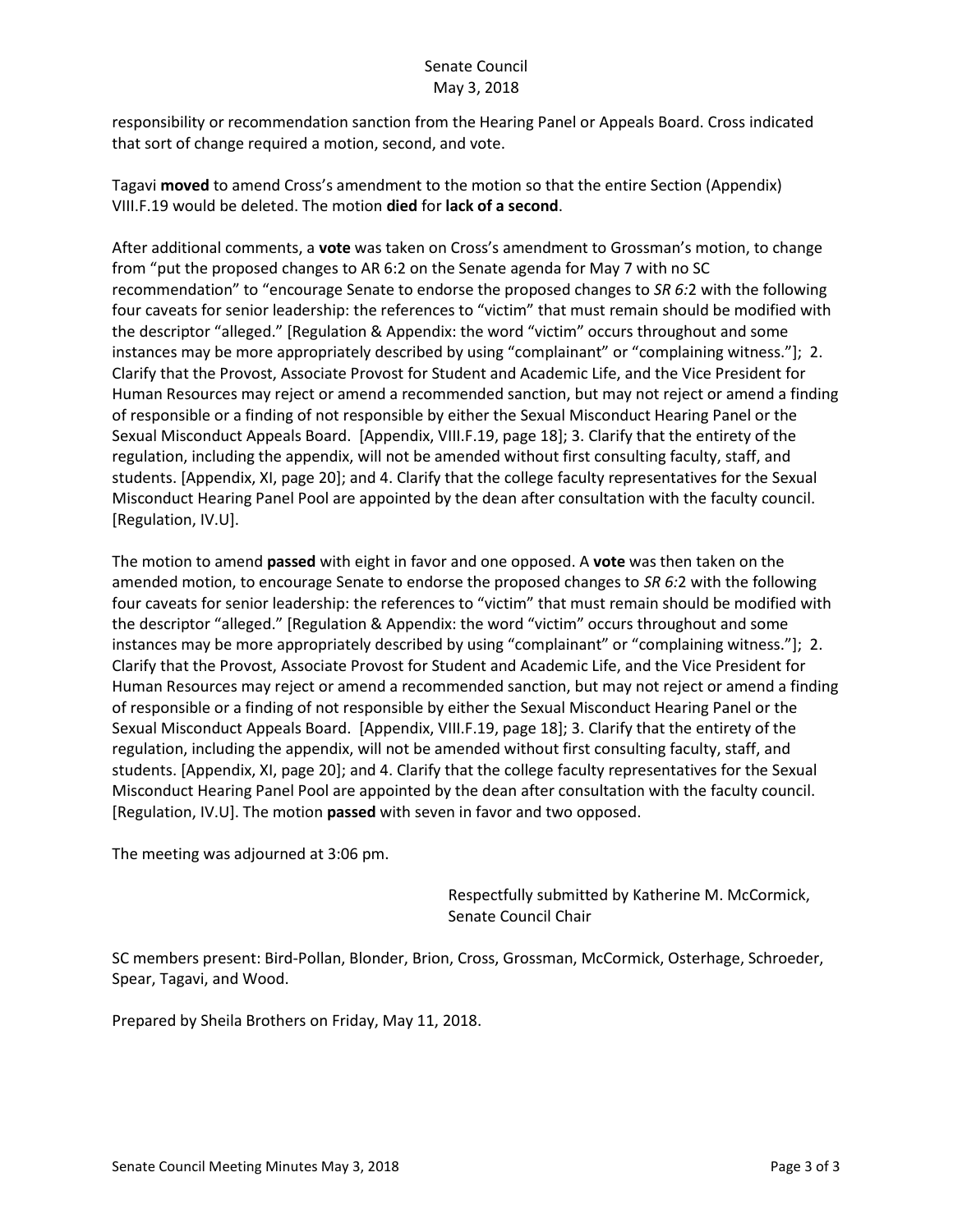responsibility or recommendation sanction from the Hearing Panel or Appeals Board. Cross indicated that sort of change required a motion, second, and vote.

Tagavi **moved** to amend Cross's amendment to the motion so that the entire Section (Appendix) VIII.F.19 would be deleted. The motion **died** for **lack of a second**.

After additional comments, a **vote** was taken on Cross's amendment to Grossman's motion, to change from "put the proposed changes to AR 6:2 on the Senate agenda for May 7 with no SC recommendation" to "encourage Senate to endorse the proposed changes to *SR 6:*2 with the following four caveats for senior leadership: the references to "victim" that must remain should be modified with the descriptor "alleged." [Regulation & Appendix: the word "victim" occurs throughout and some instances may be more appropriately described by using "complainant" or "complaining witness."]; 2. Clarify that the Provost, Associate Provost for Student and Academic Life, and the Vice President for Human Resources may reject or amend a recommended sanction, but may not reject or amend a finding of responsible or a finding of not responsible by either the Sexual Misconduct Hearing Panel or the Sexual Misconduct Appeals Board. [Appendix, VIII.F.19, page 18]; 3. Clarify that the entirety of the regulation, including the appendix, will not be amended without first consulting faculty, staff, and students. [Appendix, XI, page 20]; and 4. Clarify that the college faculty representatives for the Sexual Misconduct Hearing Panel Pool are appointed by the dean after consultation with the faculty council. [Regulation, IV.U].

The motion to amend **passed** with eight in favor and one opposed. A **vote** was then taken on the amended motion, to encourage Senate to endorse the proposed changes to *SR 6:*2 with the following four caveats for senior leadership: the references to "victim" that must remain should be modified with the descriptor "alleged." [Regulation & Appendix: the word "victim" occurs throughout and some instances may be more appropriately described by using "complainant" or "complaining witness."]; 2. Clarify that the Provost, Associate Provost for Student and Academic Life, and the Vice President for Human Resources may reject or amend a recommended sanction, but may not reject or amend a finding of responsible or a finding of not responsible by either the Sexual Misconduct Hearing Panel or the Sexual Misconduct Appeals Board. [Appendix, VIII.F.19, page 18]; 3. Clarify that the entirety of the regulation, including the appendix, will not be amended without first consulting faculty, staff, and students. [Appendix, XI, page 20]; and 4. Clarify that the college faculty representatives for the Sexual Misconduct Hearing Panel Pool are appointed by the dean after consultation with the faculty council. [Regulation, IV.U]. The motion **passed** with seven in favor and two opposed.

The meeting was adjourned at 3:06 pm.

Respectfully submitted by Katherine M. McCormick,
Senate Council Chair

SC members present: Bird-Pollan, Blonder, Brion, Cross, Grossman, McCormick, Osterhage, Schroeder, Spear, Tagavi, and Wood.

Prepared by Sheila Brothers on Friday, May 11, 2018.